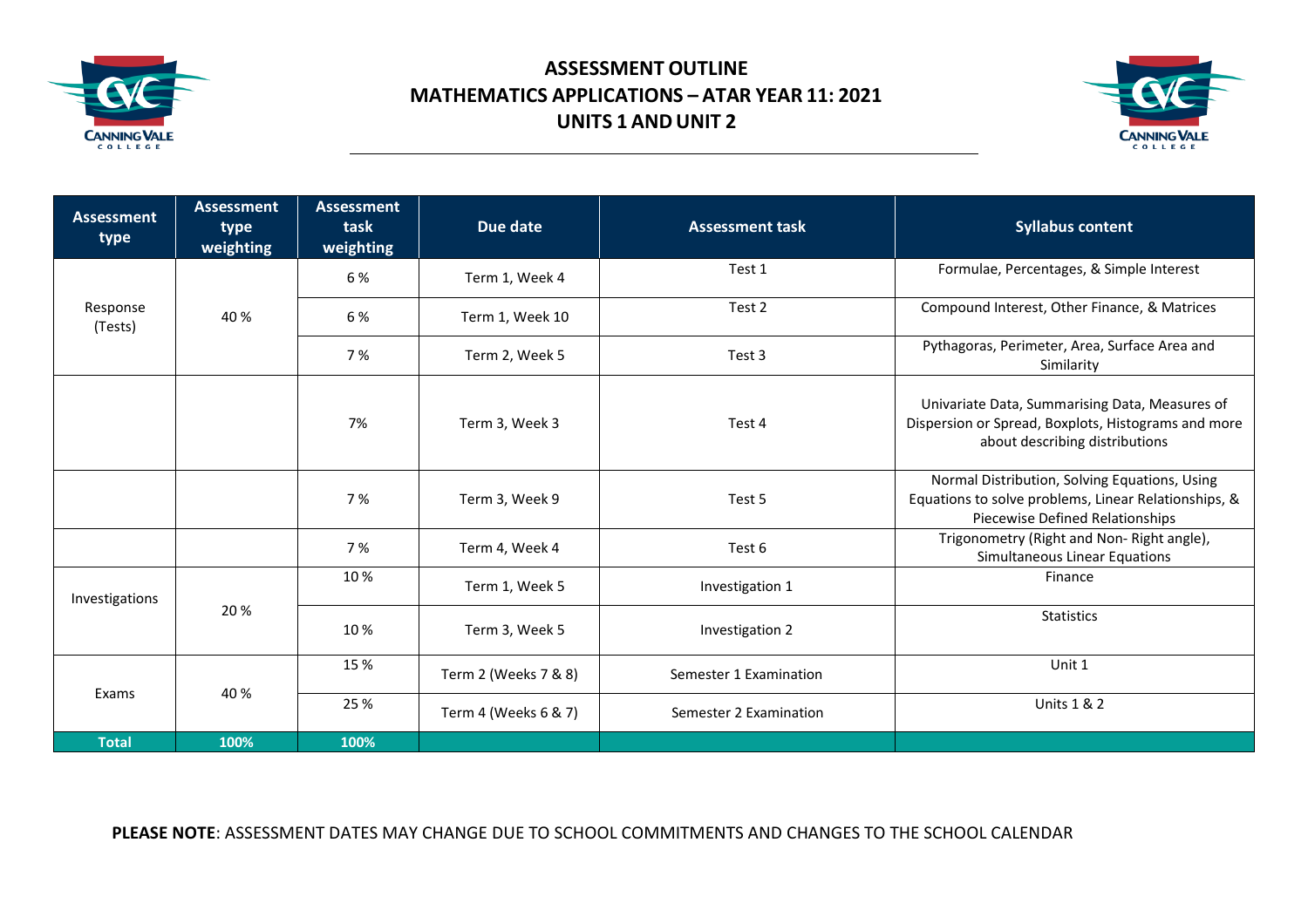# ASSESSMENT OUTLINE
# MATHEMATICS APPLICATIONS – ATAR YEAR 11: 2021
# UNITS 1 AND UNIT 2

| Assessment type | Assessment type weighting | Assessment task weighting | Due date | Assessment task | Syllabus content |
|---|---|---|---|---|---|
| Response (Tests) | 40 % | 6 % | Term 1, Week 4 | Test 1 | Formulae, Percentages, & Simple Interest |
| | | 6 % | Term 1, Week 10 | Test 2 | Compound Interest, Other Finance, & Matrices |
| | | 7 % | Term 2, Week 5 | Test 3 | Pythagoras, Perimeter, Area, Surface Area and Similarity |
| | | 7% | Term 3, Week 3 | Test 4 | Univariate Data, Summarising Data, Measures of Dispersion or Spread, Boxplots, Histograms and more about describing distributions |
| | | 7 % | Term 3, Week 9 | Test 5 | Normal Distribution, Solving Equations, Using Equations to solve problems, Linear Relationships, & Piecewise Defined Relationships |
| | | 7 % | Term 4, Week 4 | Test 6 | Trigonometry (Right and Non- Right angle), Simultaneous Linear Equations |
| Investigations | 20 % | 10 % | Term 1, Week 5 | Investigation 1 | Finance |
| | | 10 % | Term 3, Week 5 | Investigation 2 | Statistics |
| Exams | 40 % | 15 % | Term 2 (Weeks 7 & 8) | Semester 1 Examination | Unit 1 |
| | | 25 % | Term 4 (Weeks 6 & 7) | Semester 2 Examination | Units 1 & 2 |
| **Total** | **100%** | **100%** | | | |

**PLEASE NOTE**: ASSESSMENT DATES MAY CHANGE DUE TO SCHOOL COMMITMENTS AND CHANGES TO THE SCHOOL CALENDAR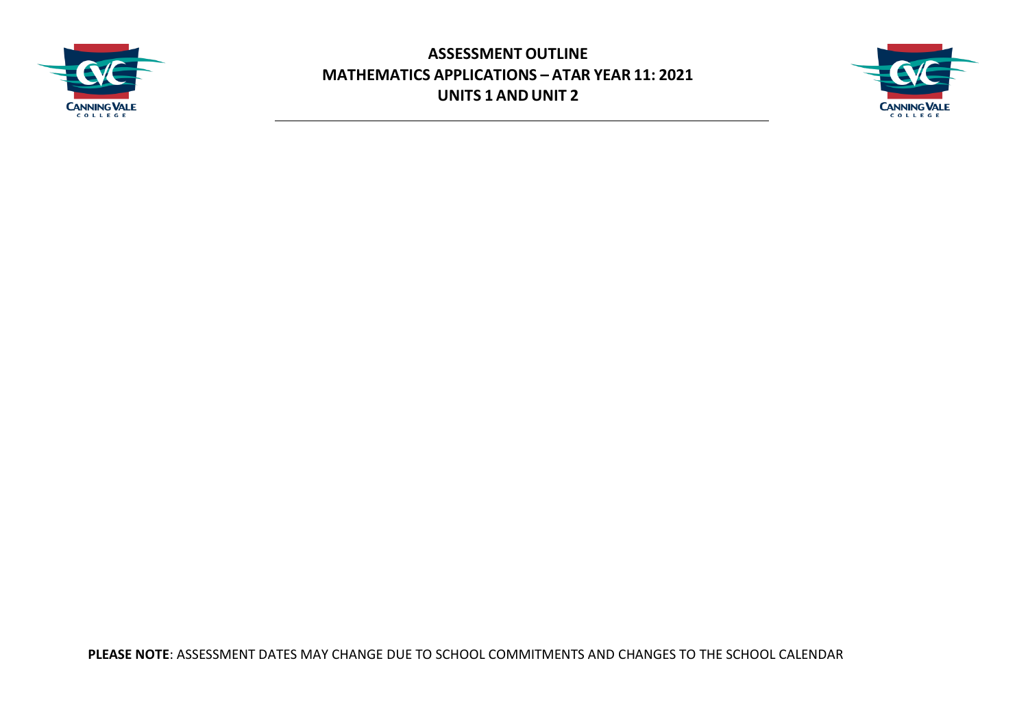**ASSESSMENT OUTLINE**
**MATHEMATICS APPLICATIONS – ATAR YEAR 11: 2021**
**UNITS 1 AND UNIT 2**

**PLEASE NOTE**: ASSESSMENT DATES MAY CHANGE DUE TO SCHOOL COMMITMENTS AND CHANGES TO THE SCHOOL CALENDAR